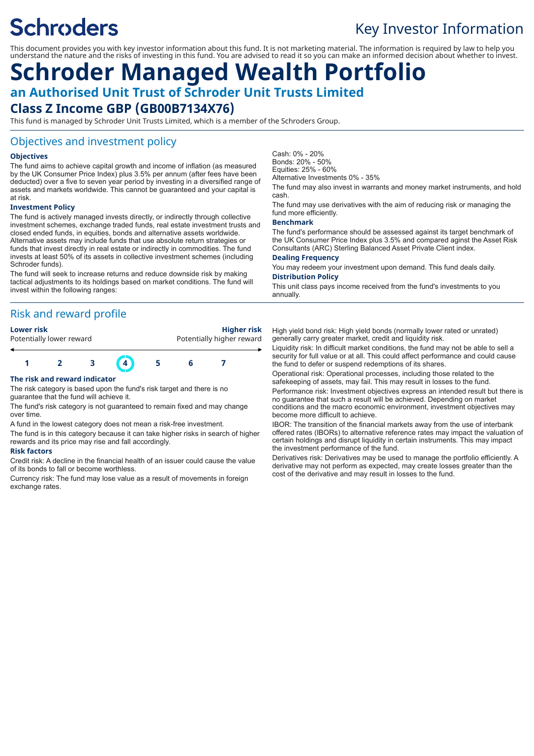# Schroders

## Key Investor Information

This document provides you with key investor information about this fund. It is not marketing material. The information is required by law to help you understand the nature and the risks of investing in this fund. You are advised to read it so you can make an informed decision about whether to invest.

# Schroder Managed Wealth Portfolio

## an Authorised Unit Trust of Schroder Unit Trusts Limited

## Class Z Income GBP (GB00B7134X76)

This fund is managed by Schroder Unit Trusts Limited, which is a member of the Schroders Group.

## Objectives and investment policy

### Objectives

The fund aims to achieve capital growth and income of inflation (as measured by the UK Consumer Price Index) plus 3.5% per annum (after fees have been deducted) over a five to seven year period by investing in a diversified range of assets and markets worldwide. This cannot be guaranteed and your capital is at risk.

### Investment Policy

The fund is actively managed invests directly, or indirectly through collective investment schemes, exchange traded funds, real estate investment trusts and closed ended funds, in equities, bonds and alternative assets worldwide. Alternative assets may include funds that use absolute return strategies or funds that invest directly in real estate or indirectly in commodities. The fund invests at least 50% of its assets in collective investment schemes (including Schroder funds).

The fund will seek to increase returns and reduce downside risk by making tactical adjustments to its holdings based on market conditions. The fund will invest within the following ranges:

Cash: 0% - 20%
Bonds: 20% - 50%
Equities: 25% - 60%
Alternative Investments 0% - 35%

The fund may also invest in warrants and money market instruments, and hold cash.

The fund may use derivatives with the aim of reducing risk or managing the fund more efficiently.

### Benchmark

The fund's performance should be assessed against its target benchmark of the UK Consumer Price Index plus 3.5% and compared aginst the Asset Risk Consultants (ARC) Sterling Balanced Asset Private Client index.

### Dealing Frequency

You may redeem your investment upon demand. This fund deals daily.

### Distribution Policy

This unit class pays income received from the fund's investments to you annually.

## Risk and reward profile

**Lower risk** — Potentially lower reward | **Higher risk** — Potentially higher reward

| 1 | 2 | 3 | **4** | 5 | 6 | 7 |
|---|---|---|---|---|---|---|

### The risk and reward indicator

The risk category is based upon the fund's risk target and there is no guarantee that the fund will achieve it.

The fund's risk category is not guaranteed to remain fixed and may change over time.

A fund in the lowest category does not mean a risk-free investment.

The fund is in this category because it can take higher risks in search of higher rewards and its price may rise and fall accordingly.

### Risk factors

Credit risk: A decline in the financial health of an issuer could cause the value of its bonds to fall or become worthless.

Currency risk: The fund may lose value as a result of movements in foreign exchange rates.

High yield bond risk: High yield bonds (normally lower rated or unrated) generally carry greater market, credit and liquidity risk.

Liquidity risk: In difficult market conditions, the fund may not be able to sell a security for full value or at all. This could affect performance and could cause the fund to defer or suspend redemptions of its shares.

Operational risk: Operational processes, including those related to the safekeeping of assets, may fail. This may result in losses to the fund.

Performance risk: Investment objectives express an intended result but there is no guarantee that such a result will be achieved. Depending on market conditions and the macro economic environment, investment objectives may become more difficult to achieve.

IBOR: The transition of the financial markets away from the use of interbank offered rates (IBORs) to alternative reference rates may impact the valuation of certain holdings and disrupt liquidity in certain instruments. This may impact the investment performance of the fund.

Derivatives risk: Derivatives may be used to manage the portfolio efficiently. A derivative may not perform as expected, may create losses greater than the cost of the derivative and may result in losses to the fund.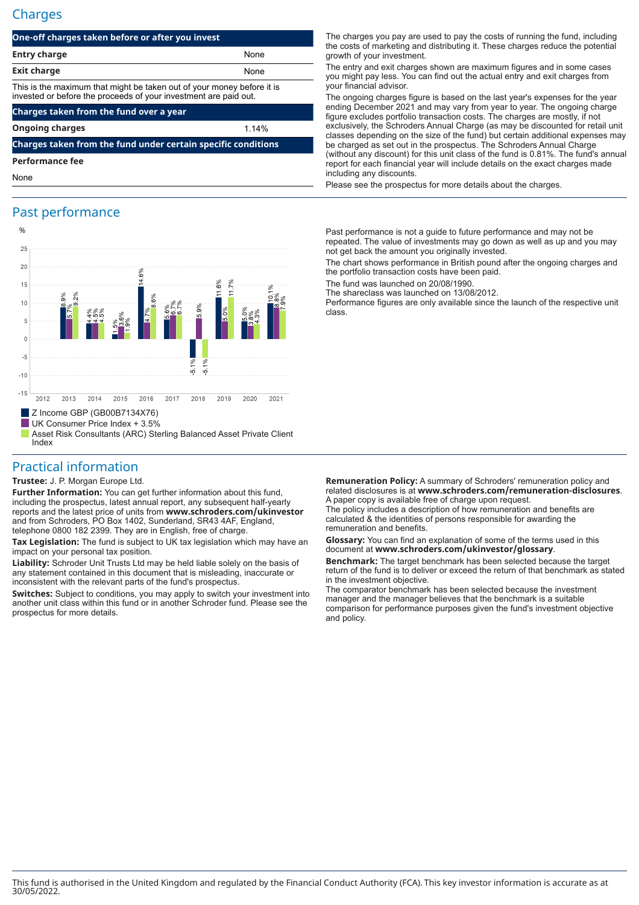## Charges

| One-off charges taken before or after you invest | |
|---|---|
| **Entry charge** | None |
| **Exit charge** | None |
| This is the maximum that might be taken out of your money before it is invested or before the proceeds of your investment are paid out. | |
| **Charges taken from the fund over a year** | |
| **Ongoing charges** | 1.14% |
| **Charges taken from the fund under certain specific conditions** | |
| **Performance fee** | |
| None | |

The charges you pay are used to pay the costs of running the fund, including the costs of marketing and distributing it. These charges reduce the potential growth of your investment.

The entry and exit charges shown are maximum figures and in some cases you might pay less. You can find out the actual entry and exit charges from your financial advisor.

The ongoing charges figure is based on the last year's expenses for the year ending December 2021 and may vary from year to year. The ongoing charge figure excludes portfolio transaction costs. The charges are mostly, if not exclusively, the Schroders Annual Charge (as may be discounted for retail unit classes depending on the size of the fund) but certain additional expenses may be charged as set out in the prospectus. The Schroders Annual Charge (without any discount) for this unit class of the fund is 0.81%. The fund's annual report for each financial year will include details on the exact charges made including any discounts.

Please see the prospectus for more details about the charges.

## Past performance

%

25
20
15
10
5
0
-5
-10
-15

2012 2013 2014 2015 2016 2017 2018 2019 2020 2021

8.9% 5.7% 9.2%
4.4% 4.5% 4.5%
1.5% 3.6% 1.9%
14.6% 4.7% 8.6%
5.6% 6.7% 6.7%
-5.1% 5.9% -5.1%
11.6% 5.0% 11.7%
5.0% 3.8% 4.3%
10.1% 8.8% 7.9%

Z Income GBP (GB00B7134X76)
UK Consumer Price Index + 3.5%
Asset Risk Consultants (ARC) Sterling Balanced Asset Private Client Index

Past performance is not a guide to future performance and may not be repeated. The value of investments may go down as well as up and you may not get back the amount you originally invested.

The chart shows performance in British pound after the ongoing charges and the portfolio transaction costs have been paid.

The fund was launched on 20/08/1990.
The shareclass was launched on 13/08/2012.
Performance figures are only available since the launch of the respective unit class.

## Practical information

**Trustee:** J. P. Morgan Europe Ltd.

**Further Information:** You can get further information about this fund, including the prospectus, latest annual report, any subsequent half-yearly reports and the latest price of units from **www.schroders.com/ukinvestor** and from Schroders, PO Box 1402, Sunderland, SR43 4AF, England, telephone 0800 182 2399. They are in English, free of charge.

**Tax Legislation:** The fund is subject to UK tax legislation which may have an impact on your personal tax position.

**Liability:** Schroder Unit Trusts Ltd may be held liable solely on the basis of any statement contained in this document that is misleading, inaccurate or inconsistent with the relevant parts of the fund's prospectus.

**Switches:** Subject to conditions, you may apply to switch your investment into another unit class within this fund or in another Schroder fund. Please see the prospectus for more details.

**Remuneration Policy:** A summary of Schroders' remuneration policy and related disclosures is at **www.schroders.com/remuneration-disclosures**. A paper copy is available free of charge upon request.
The policy includes a description of how remuneration and benefits are calculated & the identities of persons responsible for awarding the remuneration and benefits.

**Glossary:** You can find an explanation of some of the terms used in this document at **www.schroders.com/ukinvestor/glossary**.

**Benchmark:** The target benchmark has been selected because the target return of the fund is to deliver or exceed the return of that benchmark as stated in the investment objective.
The comparator benchmark has been selected because the investment manager and the manager believes that the benchmark is a suitable comparison for performance purposes given the fund's investment objective and policy.

This fund is authorised in the United Kingdom and regulated by the Financial Conduct Authority (FCA). This key investor information is accurate as at 30/05/2022.